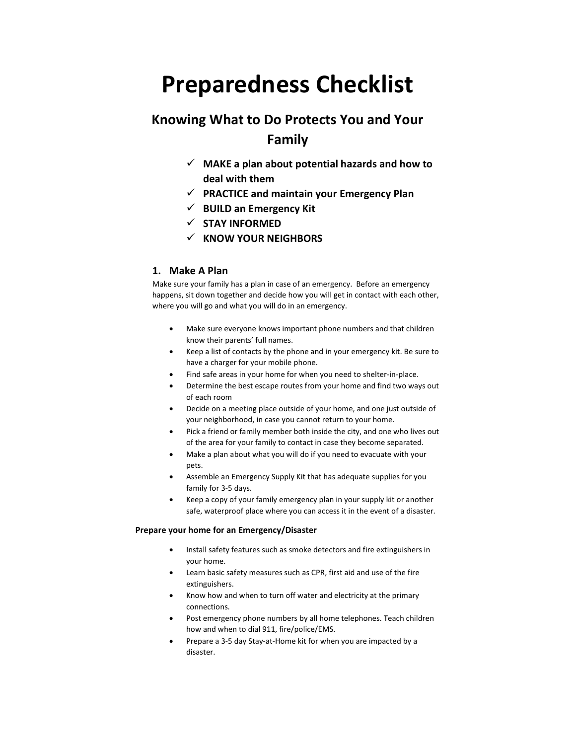# Preparedness Checklist

## Knowing What to Do Protects You and Your Family

- ✓ **MAKE a plan about potential hazards and how to deal with them**
- ✓ **PRACTICE and maintain your Emergency Plan**
- ✓ **BUILD an Emergency Kit**
- ✓ **STAY INFORMED**
- ✓ **KNOW YOUR NEIGHBORS**

### 1. Make A Plan

Make sure your family has a plan in case of an emergency. Before an emergency happens, sit down together and decide how you will get in contact with each other, where you will go and what you will do in an emergency.

- Make sure everyone knows important phone numbers and that children know their parents' full names.
- Keep a list of contacts by the phone and in your emergency kit. Be sure to have a charger for your mobile phone.
- Find safe areas in your home for when you need to shelter-in-place.
- Determine the best escape routes from your home and find two ways out of each room
- Decide on a meeting place outside of your home, and one just outside of your neighborhood, in case you cannot return to your home.
- Pick a friend or family member both inside the city, and one who lives out of the area for your family to contact in case they become separated.
- Make a plan about what you will do if you need to evacuate with your pets.
- Assemble an Emergency Supply Kit that has adequate supplies for you family for 3-5 days.
- Keep a copy of your family emergency plan in your supply kit or another safe, waterproof place where you can access it in the event of a disaster.

**Prepare your home for an Emergency/Disaster**

- Install safety features such as smoke detectors and fire extinguishers in your home.
- Learn basic safety measures such as CPR, first aid and use of the fire extinguishers.
- Know how and when to turn off water and electricity at the primary connections.
- Post emergency phone numbers by all home telephones. Teach children how and when to dial 911, fire/police/EMS.
- Prepare a 3-5 day Stay-at-Home kit for when you are impacted by a disaster.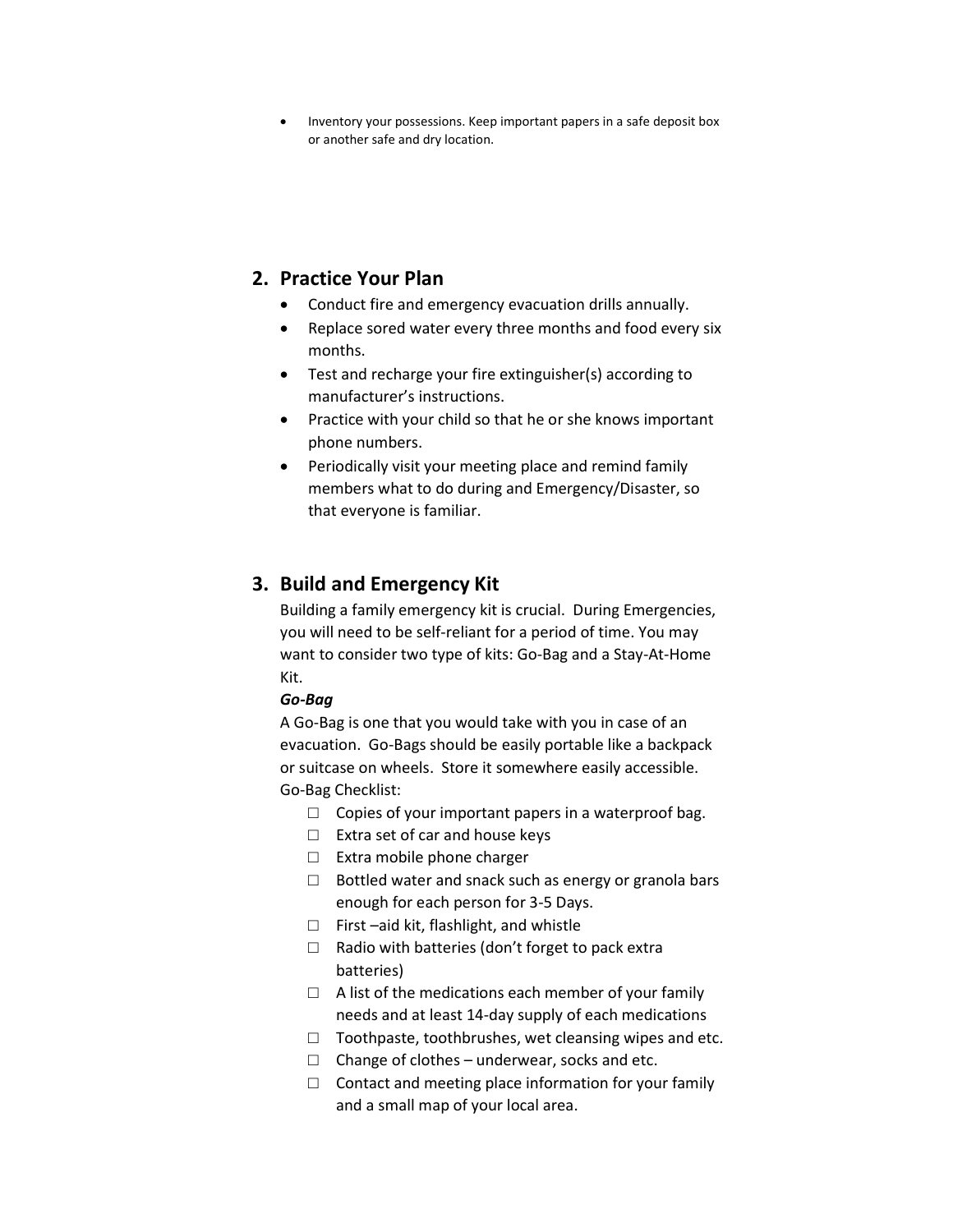- Inventory your possessions. Keep important papers in a safe deposit box or another safe and dry location.

## 2. Practice Your Plan

- Conduct fire and emergency evacuation drills annually.
- Replace sored water every three months and food every six months.
- Test and recharge your fire extinguisher(s) according to manufacturer's instructions.
- Practice with your child so that he or she knows important phone numbers.
- Periodically visit your meeting place and remind family members what to do during and Emergency/Disaster, so that everyone is familiar.

## 3. Build and Emergency Kit

Building a family emergency kit is crucial. During Emergencies, you will need to be self-reliant for a period of time. You may want to consider two type of kits: Go-Bag and a Stay-At-Home Kit.

***Go-Bag***

A Go-Bag is one that you would take with you in case of an evacuation. Go-Bags should be easily portable like a backpack or suitcase on wheels. Store it somewhere easily accessible.

Go-Bag Checklist:

- ☐ Copies of your important papers in a waterproof bag.
- ☐ Extra set of car and house keys
- ☐ Extra mobile phone charger
- ☐ Bottled water and snack such as energy or granola bars enough for each person for 3-5 Days.
- ☐ First –aid kit, flashlight, and whistle
- ☐ Radio with batteries (don't forget to pack extra batteries)
- ☐ A list of the medications each member of your family needs and at least 14-day supply of each medications
- ☐ Toothpaste, toothbrushes, wet cleansing wipes and etc.
- ☐ Change of clothes – underwear, socks and etc.
- ☐ Contact and meeting place information for your family and a small map of your local area.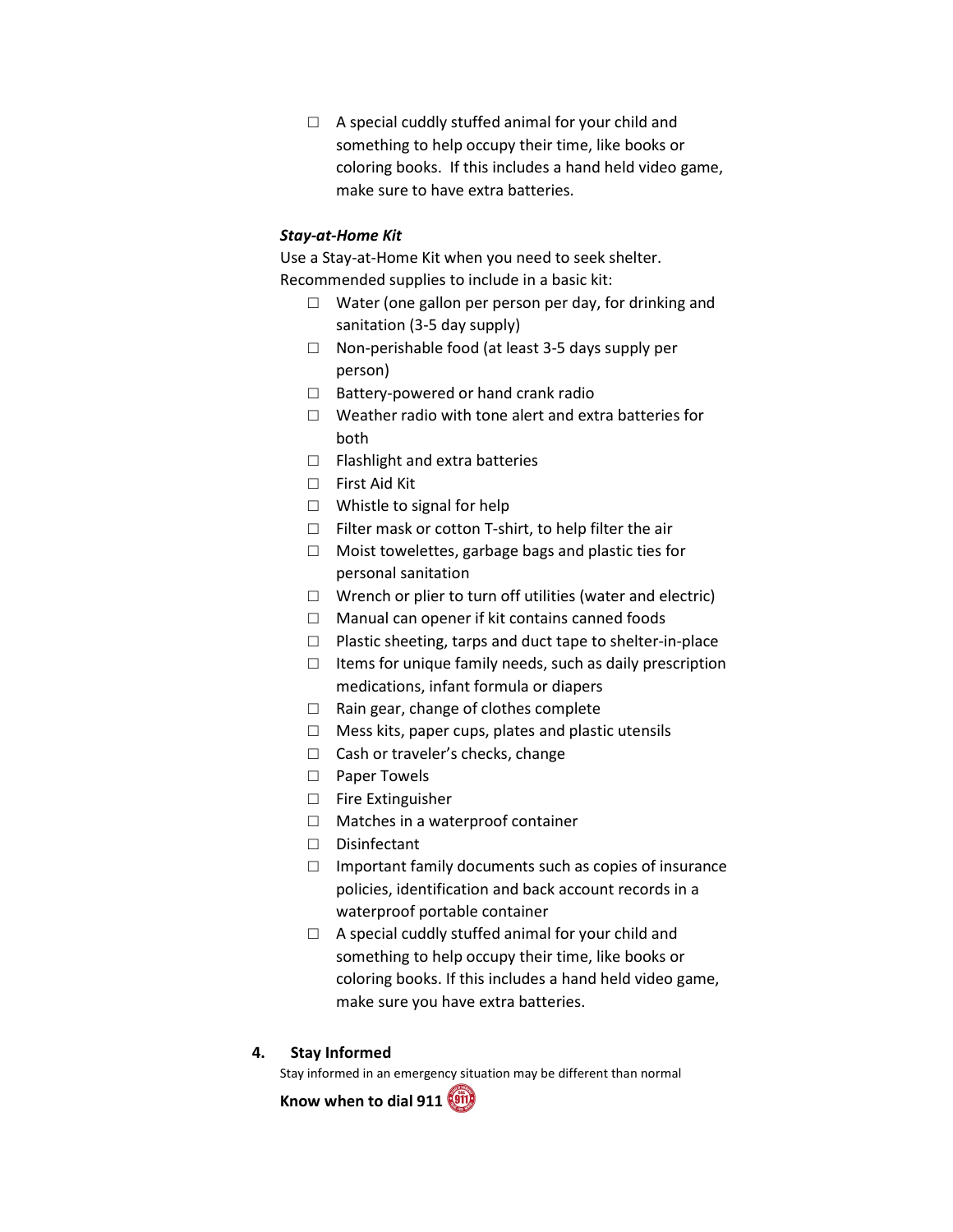- ☐ A special cuddly stuffed animal for your child and something to help occupy their time, like books or coloring books.  If this includes a hand held video game, make sure to have extra batteries.

***Stay-at-Home Kit***

Use a Stay-at-Home Kit when you need to seek shelter. Recommended supplies to include in a basic kit:

- ☐ Water (one gallon per person per day, for drinking and sanitation (3-5 day supply)
- ☐ Non-perishable food (at least 3-5 days supply per person)
- ☐ Battery-powered or hand crank radio
- ☐ Weather radio with tone alert and extra batteries for both
- ☐ Flashlight and extra batteries
- ☐ First Aid Kit
- ☐ Whistle to signal for help
- ☐ Filter mask or cotton T-shirt, to help filter the air
- ☐ Moist towelettes, garbage bags and plastic ties for personal sanitation
- ☐ Wrench or plier to turn off utilities (water and electric)
- ☐ Manual can opener if kit contains canned foods
- ☐ Plastic sheeting, tarps and duct tape to shelter-in-place
- ☐ Items for unique family needs, such as daily prescription medications, infant formula or diapers
- ☐ Rain gear, change of clothes complete
- ☐ Mess kits, paper cups, plates and plastic utensils
- ☐ Cash or traveler's checks, change
- ☐ Paper Towels
- ☐ Fire Extinguisher
- ☐ Matches in a waterproof container
- ☐ Disinfectant
- ☐ Important family documents such as copies of insurance policies, identification and back account records in a waterproof portable container
- ☐ A special cuddly stuffed animal for your child and something to help occupy their time, like books or coloring books. If this includes a hand held video game, make sure you have extra batteries.

## 4. Stay Informed

Stay informed in an emergency situation may be different than normal

**Know when to dial 911**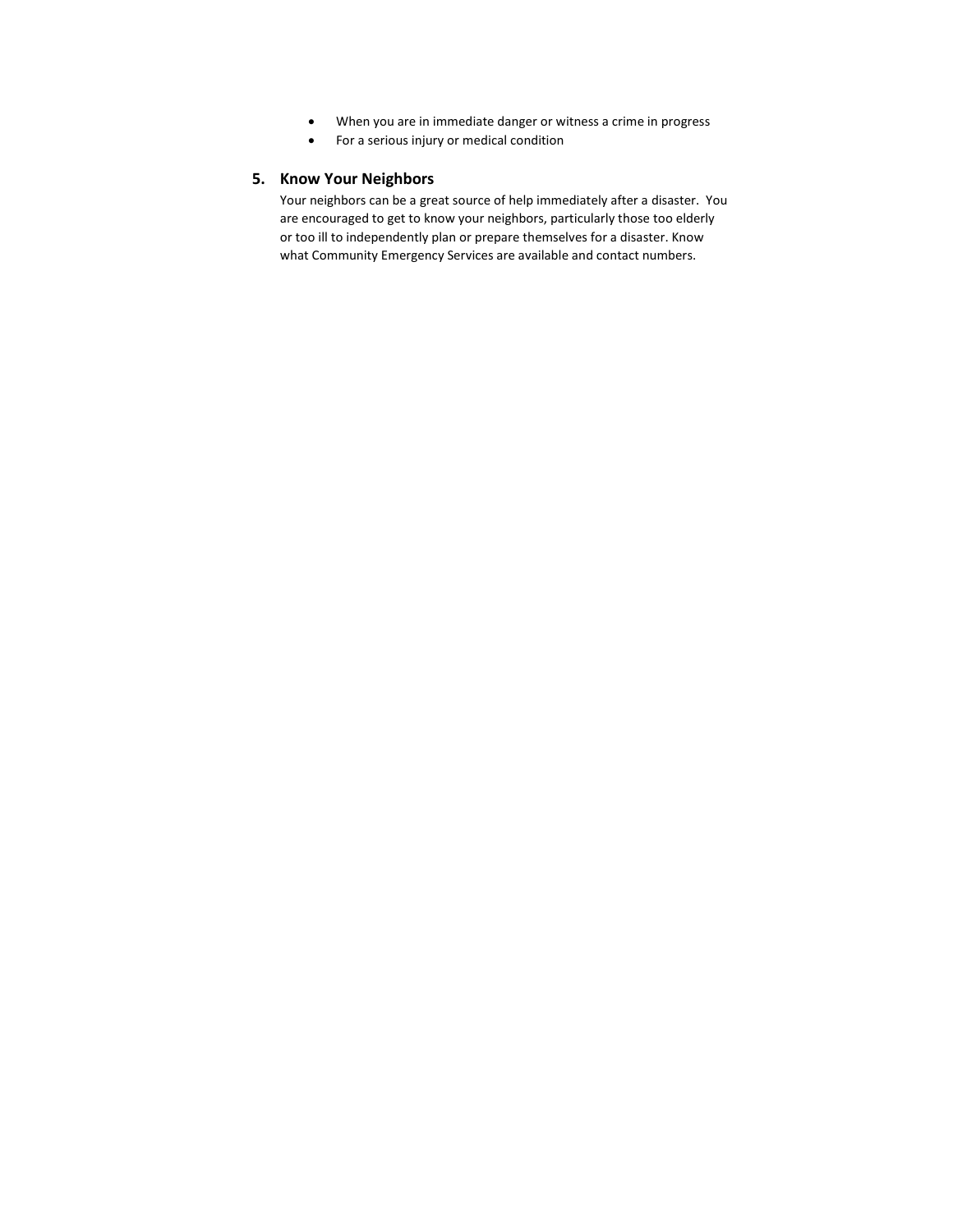- When you are in immediate danger or witness a crime in progress
- For a serious injury or medical condition

## 5. Know Your Neighbors

Your neighbors can be a great source of help immediately after a disaster. You are encouraged to get to know your neighbors, particularly those too elderly or too ill to independently plan or prepare themselves for a disaster. Know what Community Emergency Services are available and contact numbers.